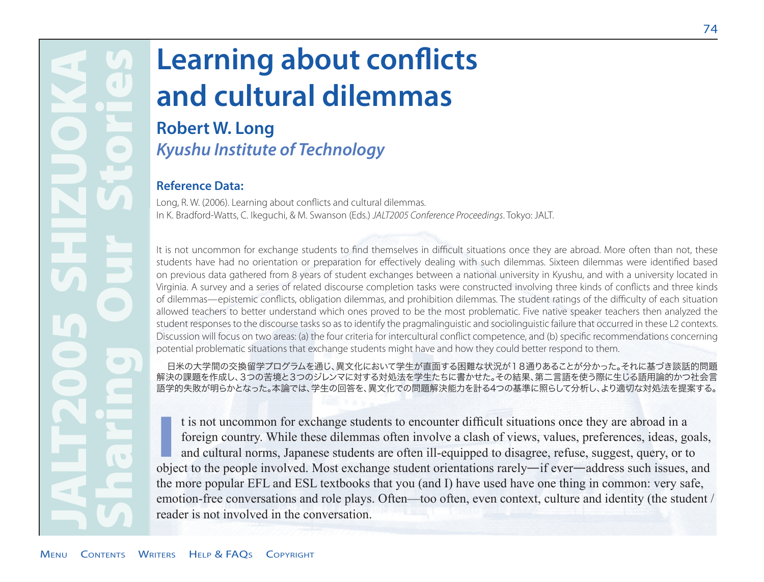# Learning about conflicts and cultural dilemmas

**Robert W. Long**
*Kyushu Institute of Technology*

### Reference Data:

Long, R. W. (2006). Learning about conflicts and cultural dilemmas. In K. Bradford-Watts, C. Ikeguchi, & M. Swanson (Eds.) *JALT2005 Conference Proceedings*. Tokyo: JALT.

It is not uncommon for exchange students to find themselves in difficult situations once they are abroad. More often than not, these students have had no orientation or preparation for effectively dealing with such dilemmas. Sixteen dilemmas were identified based on previous data gathered from 8 years of student exchanges between a national university in Kyushu, and with a university located in Virginia. A survey and a series of related discourse completion tasks were constructed involving three kinds of conflicts and three kinds of dilemmas—epistemic conflicts, obligation dilemmas, and prohibition dilemmas. The student ratings of the difficulty of each situation allowed teachers to better understand which ones proved to be the most problematic. Five native speaker teachers then analyzed the student responses to the discourse tasks so as to identify the pragmalinguistic and sociolinguistic failure that occurred in these L2 contexts. Discussion will focus on two areas: (a) the four criteria for intercultural conflict competence, and (b) specific recommendations concerning potential problematic situations that exchange students might have and how they could better respond to them.

日米の大学間の交換留学プログラムを通じ、異文化において学生が直面する困難な状況が１８通りあることが分かった。それに基づき談話的問題解決の課題を作成し、3つの苦境と3つのジレンマに対する対処法を学生たちに書かせた。その結果、第二言語を使う際に生じる語用論的かつ社会言語学的失敗が明らかとなった。本論では、学生の回答を、異文化での問題解決能力を計る4つの基準に照らして分析し、より適切な対処法を提案する。

It is not uncommon for exchange students to encounter difficult situations once they are abroad in a foreign country. While these dilemmas often involve a clash of views, values, preferences, ideas, goals, and cultural norms, Japanese students are often ill-equipped to disagree, refuse, suggest, query, or to object to the people involved. Most exchange student orientations rarely—if ever—address such issues, and the more popular EFL and ESL textbooks that you (and I) have used have one thing in common: very safe, emotion-free conversations and role plays. Often—too often, even context, culture and identity (the student / reader is not involved in the conversation.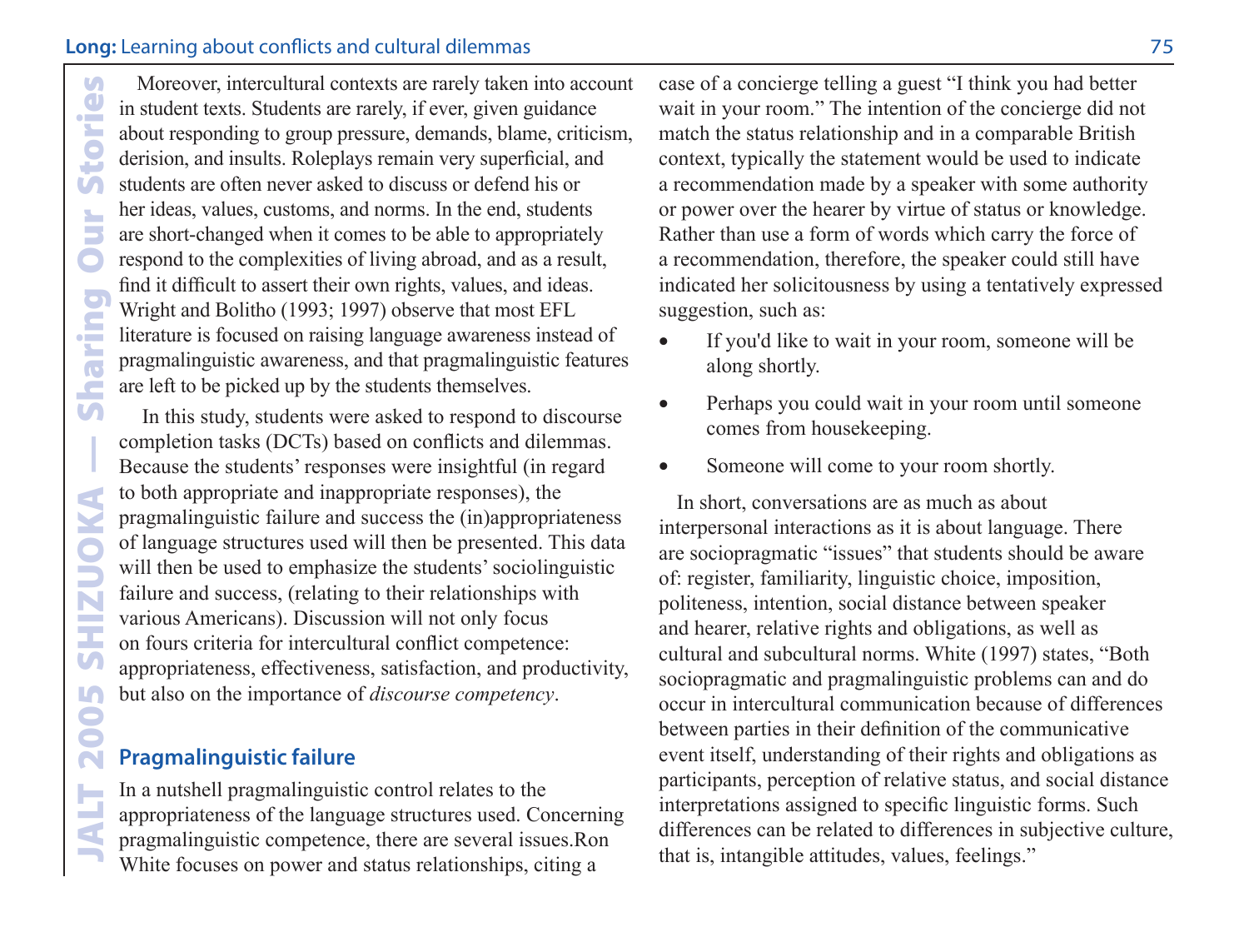Moreover, intercultural contexts are rarely taken into account in student texts. Students are rarely, if ever, given guidance about responding to group pressure, demands, blame, criticism, derision, and insults. Roleplays remain very superficial, and students are often never asked to discuss or defend his or her ideas, values, customs, and norms. In the end, students are short-changed when it comes to be able to appropriately respond to the complexities of living abroad, and as a result, find it difficult to assert their own rights, values, and ideas. Wright and Bolitho (1993; 1997) observe that most EFL literature is focused on raising language awareness instead of pragmalinguistic awareness, and that pragmalinguistic features are left to be picked up by the students themselves.

In this study, students were asked to respond to discourse completion tasks (DCTs) based on conflicts and dilemmas. Because the students' responses were insightful (in regard to both appropriate and inappropriate responses), the pragmalinguistic failure and success the (in)appropriateness of language structures used will then be presented. This data will then be used to emphasize the students' sociolinguistic failure and success, (relating to their relationships with various Americans). Discussion will not only focus on fours criteria for intercultural conflict competence: appropriateness, effectiveness, satisfaction, and productivity, but also on the importance of *discourse competency*.

## Pragmalinguistic failure

In a nutshell pragmalinguistic control relates to the appropriateness of the language structures used. Concerning pragmalinguistic competence, there are several issues.Ron White focuses on power and status relationships, citing a case of a concierge telling a guest "I think you had better wait in your room." The intention of the concierge did not match the status relationship and in a comparable British context, typically the statement would be used to indicate a recommendation made by a speaker with some authority or power over the hearer by virtue of status or knowledge. Rather than use a form of words which carry the force of a recommendation, therefore, the speaker could still have indicated her solicitousness by using a tentatively expressed suggestion, such as:

- If you'd like to wait in your room, someone will be along shortly.
- Perhaps you could wait in your room until someone comes from housekeeping.
- Someone will come to your room shortly.

In short, conversations are as much as about interpersonal interactions as it is about language. There are sociopragmatic "issues" that students should be aware of: register, familiarity, linguistic choice, imposition, politeness, intention, social distance between speaker and hearer, relative rights and obligations, as well as cultural and subcultural norms. White (1997) states, "Both sociopragmatic and pragmalinguistic problems can and do occur in intercultural communication because of differences between parties in their definition of the communicative event itself, understanding of their rights and obligations as participants, perception of relative status, and social distance interpretations assigned to specific linguistic forms. Such differences can be related to differences in subjective culture, that is, intangible attitudes, values, feelings."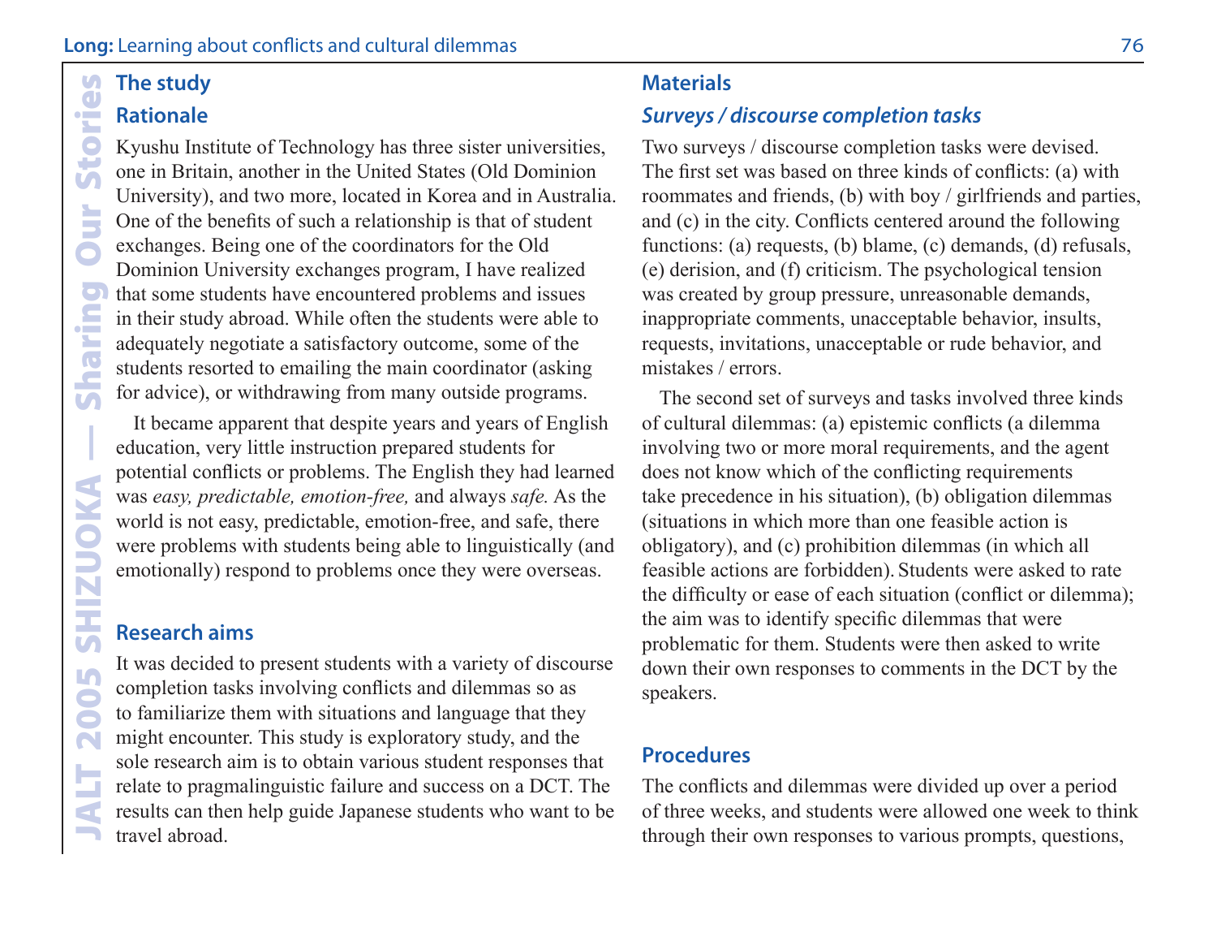## The study

### Rationale

Kyushu Institute of Technology has three sister universities, one in Britain, another in the United States (Old Dominion University), and two more, located in Korea and in Australia. One of the benefits of such a relationship is that of student exchanges. Being one of the coordinators for the Old Dominion University exchanges program, I have realized that some students have encountered problems and issues in their study abroad. While often the students were able to adequately negotiate a satisfactory outcome, some of the students resorted to emailing the main coordinator (asking for advice), or withdrawing from many outside programs.

It became apparent that despite years and years of English education, very little instruction prepared students for potential conflicts or problems. The English they had learned was *easy, predictable, emotion-free,* and always *safe.* As the world is not easy, predictable, emotion-free, and safe, there were problems with students being able to linguistically (and emotionally) respond to problems once they were overseas.

### Research aims

It was decided to present students with a variety of discourse completion tasks involving conflicts and dilemmas so as to familiarize them with situations and language that they might encounter. This study is exploratory study, and the sole research aim is to obtain various student responses that relate to pragmalinguistic failure and success on a DCT. The results can then help guide Japanese students who want to be travel abroad.

### Materials

#### *Surveys / discourse completion tasks*

Two surveys / discourse completion tasks were devised. The first set was based on three kinds of conflicts: (a) with roommates and friends, (b) with boy / girlfriends and parties, and (c) in the city. Conflicts centered around the following functions: (a) requests, (b) blame, (c) demands, (d) refusals, (e) derision, and (f) criticism. The psychological tension was created by group pressure, unreasonable demands, inappropriate comments, unacceptable behavior, insults, requests, invitations, unacceptable or rude behavior, and mistakes / errors.

The second set of surveys and tasks involved three kinds of cultural dilemmas: (a) epistemic conflicts (a dilemma involving two or more moral requirements, and the agent does not know which of the conflicting requirements take precedence in his situation), (b) obligation dilemmas (situations in which more than one feasible action is obligatory), and (c) prohibition dilemmas (in which all feasible actions are forbidden). Students were asked to rate the difficulty or ease of each situation (conflict or dilemma); the aim was to identify specific dilemmas that were problematic for them. Students were then asked to write down their own responses to comments in the DCT by the speakers.

### Procedures

The conflicts and dilemmas were divided up over a period of three weeks, and students were allowed one week to think through their own responses to various prompts, questions,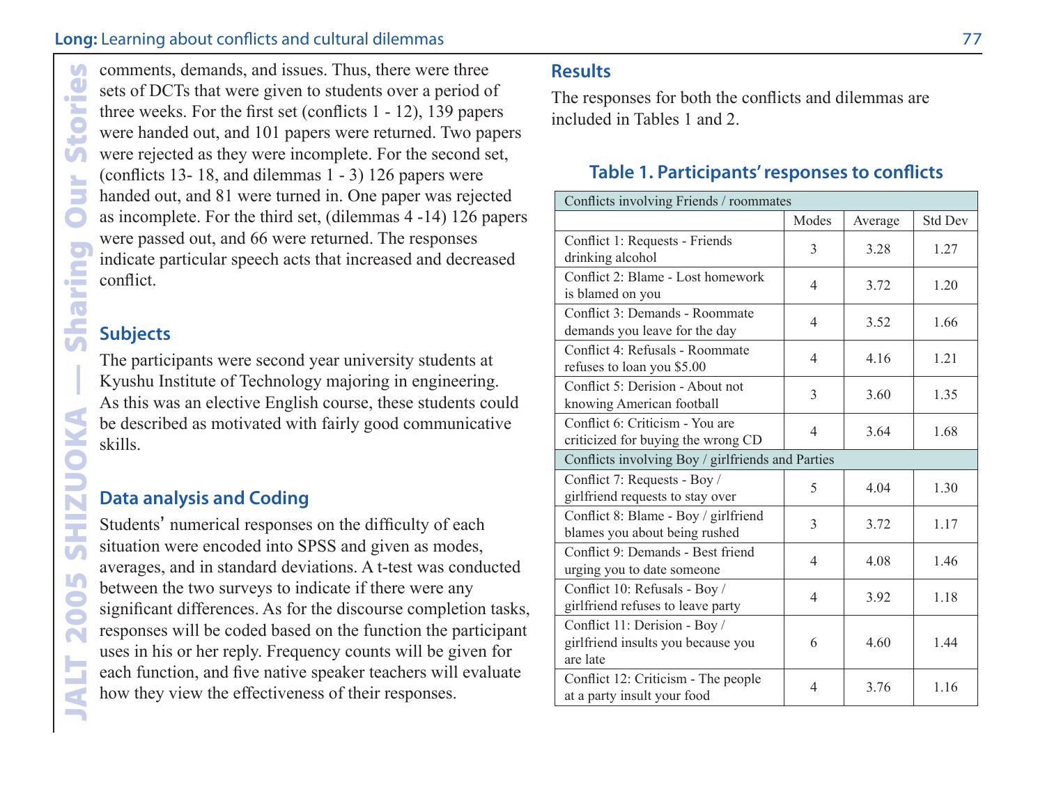comments, demands, and issues. Thus, there were three sets of DCTs that were given to students over a period of three weeks. For the first set (conflicts 1 - 12), 139 papers were handed out, and 101 papers were returned. Two papers were rejected as they were incomplete. For the second set, (conflicts 13- 18, and dilemmas 1 - 3) 126 papers were handed out, and 81 were turned in. One paper was rejected as incomplete. For the third set, (dilemmas 4 -14) 126 papers were passed out, and 66 were returned. The responses indicate particular speech acts that increased and decreased conflict.

## Subjects

The participants were second year university students at Kyushu Institute of Technology majoring in engineering. As this was an elective English course, these students could be described as motivated with fairly good communicative skills.

## Data analysis and Coding

Students' numerical responses on the difficulty of each situation were encoded into SPSS and given as modes, averages, and in standard deviations. A t-test was conducted between the two surveys to indicate if there were any significant differences. As for the discourse completion tasks, responses will be coded based on the function the participant uses in his or her reply. Frequency counts will be given for each function, and five native speaker teachers will evaluate how they view the effectiveness of their responses.

## Results

The responses for both the conflicts and dilemmas are included in Tables 1 and 2.

### Table 1. Participants' responses to conflicts

| Conflicts involving Friends / roommates | | | |
|---|---|---|---|
| | Modes | Average | Std Dev |
| Conflict 1: Requests - Friends drinking alcohol | 3 | 3.28 | 1.27 |
| Conflict 2: Blame - Lost homework is blamed on you | 4 | 3.72 | 1.20 |
| Conflict 3: Demands - Roommate demands you leave for the day | 4 | 3.52 | 1.66 |
| Conflict 4: Refusals - Roommate refuses to loan you $5.00 | 4 | 4.16 | 1.21 |
| Conflict 5: Derision - About not knowing American football | 3 | 3.60 | 1.35 |
| Conflict 6: Criticism - You are criticized for buying the wrong CD | 4 | 3.64 | 1.68 |
| **Conflicts involving Boy / girlfriends and Parties** | | | |
| Conflict 7: Requests - Boy / girlfriend requests to stay over | 5 | 4.04 | 1.30 |
| Conflict 8: Blame - Boy / girlfriend blames you about being rushed | 3 | 3.72 | 1.17 |
| Conflict 9: Demands - Best friend urging you to date someone | 4 | 4.08 | 1.46 |
| Conflict 10: Refusals - Boy / girlfriend refuses to leave party | 4 | 3.92 | 1.18 |
| Conflict 11: Derision - Boy / girlfriend insults you because you are late | 6 | 4.60 | 1.44 |
| Conflict 12: Criticism - The people at a party insult your food | 4 | 3.76 | 1.16 |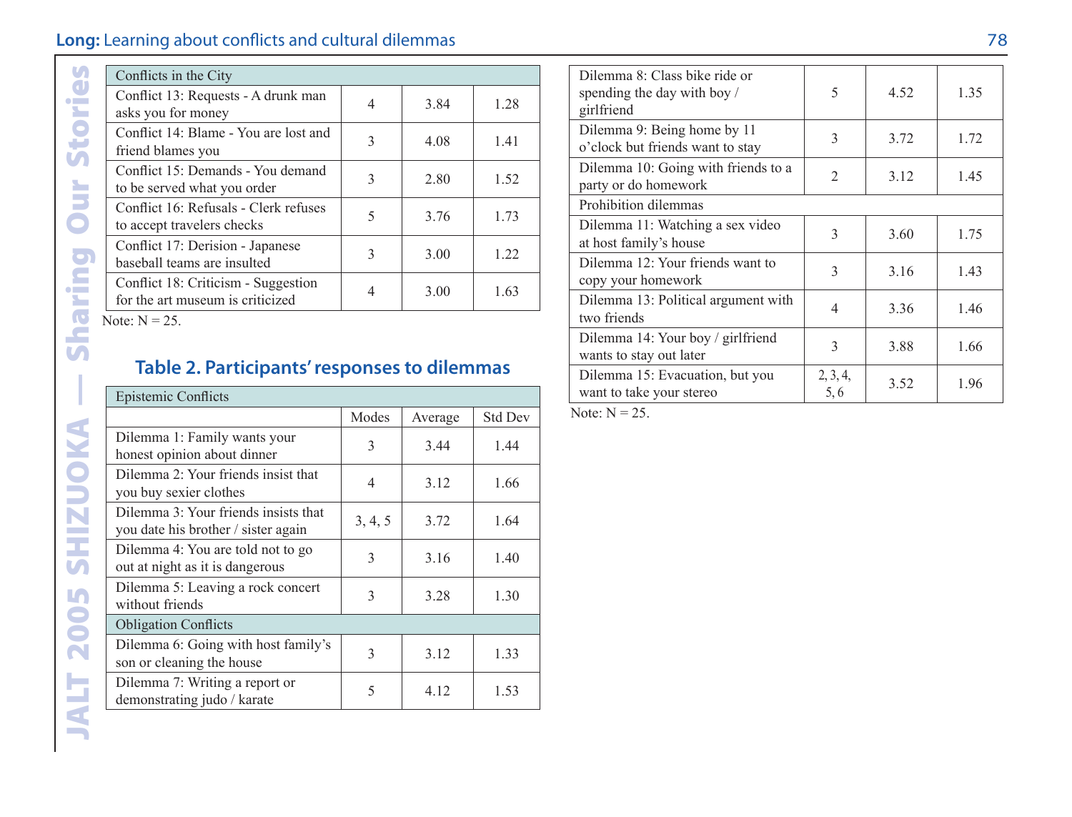| Conflicts in the City | | | |
|---|---|---|---|
| Conflict 13: Requests - A drunk man asks you for money | 4 | 3.84 | 1.28 |
| Conflict 14: Blame - You are lost and friend blames you | 3 | 4.08 | 1.41 |
| Conflict 15: Demands - You demand to be served what you order | 3 | 2.80 | 1.52 |
| Conflict 16: Refusals - Clerk refuses to accept travelers checks | 5 | 3.76 | 1.73 |
| Conflict 17: Derision - Japanese baseball teams are insulted | 3 | 3.00 | 1.22 |
| Conflict 18: Criticism - Suggestion for the art museum is criticized | 4 | 3.00 | 1.63 |

Note: N = 25.

## Table 2. Participants' responses to dilemmas

| Epistemic Conflicts | | | |
|---|---|---|---|
| | Modes | Average | Std Dev |
| Dilemma 1: Family wants your honest opinion about dinner | 3 | 3.44 | 1.44 |
| Dilemma 2: Your friends insist that you buy sexier clothes | 4 | 3.12 | 1.66 |
| Dilemma 3: Your friends insists that you date his brother / sister again | 3, 4, 5 | 3.72 | 1.64 |
| Dilemma 4: You are told not to go out at night as it is dangerous | 3 | 3.16 | 1.40 |
| Dilemma 5: Leaving a rock concert without friends | 3 | 3.28 | 1.30 |
| **Obligation Conflicts** | | | |
| Dilemma 6: Going with host family's son or cleaning the house | 3 | 3.12 | 1.33 |
| Dilemma 7: Writing a report or demonstrating judo / karate | 5 | 4.12 | 1.53 |
| Dilemma 8: Class bike ride or spending the day with boy / girlfriend | 5 | 4.52 | 1.35 |
| Dilemma 9: Being home by 11 o'clock but friends want to stay | 3 | 3.72 | 1.72 |
| Dilemma 10: Going with friends to a party or do homework | 2 | 3.12 | 1.45 |
| **Prohibition dilemmas** | | | |
| Dilemma 11: Watching a sex video at host family's house | 3 | 3.60 | 1.75 |
| Dilemma 12: Your friends want to copy your homework | 3 | 3.16 | 1.43 |
| Dilemma 13: Political argument with two friends | 4 | 3.36 | 1.46 |
| Dilemma 14: Your boy / girlfriend wants to stay out later | 3 | 3.88 | 1.66 |
| Dilemma 15: Evacuation, but you want to take your stereo | 2, 3, 4, 5, 6 | 3.52 | 1.96 |

Note: N = 25.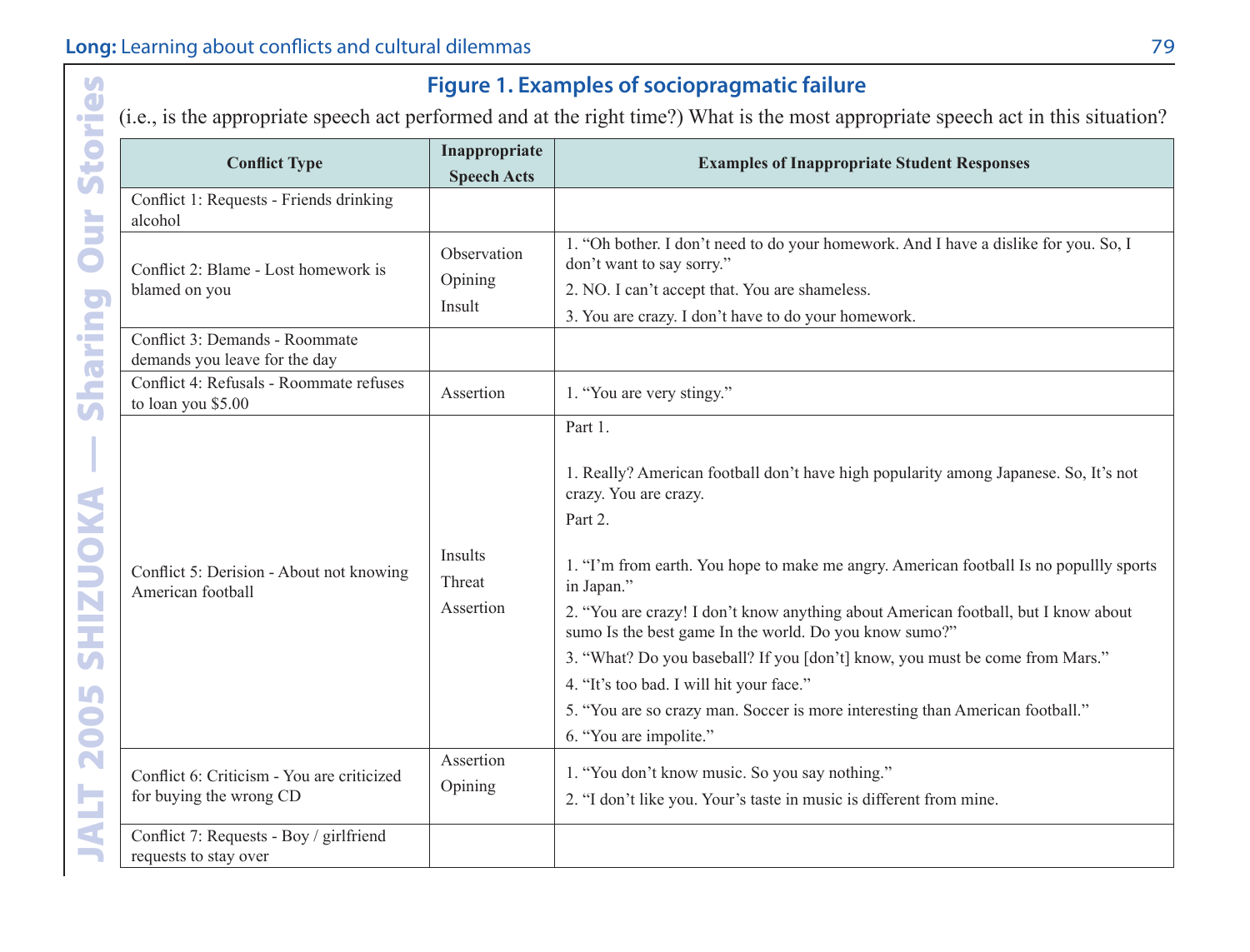## Figure 1. Examples of sociopragmatic failure

(i.e., is the appropriate speech act performed and at the right time?) What is the most appropriate speech act in this situation?

| Conflict Type | Inappropriate Speech Acts | Examples of Inappropriate Student Responses |
|---|---|---|
| Conflict 1: Requests - Friends drinking alcohol | | |
| Conflict 2: Blame - Lost homework is blamed on you | Observation<br>Opining<br>Insult | 1. "Oh bother. I don't need to do your homework. And I have a dislike for you. So, I don't want to say sorry."<br>2. NO. I can't accept that. You are shameless.<br>3. You are crazy. I don't have to do your homework. |
| Conflict 3: Demands - Roommate demands you leave for the day | | |
| Conflict 4: Refusals - Roommate refuses to loan you $5.00 | Assertion | 1. "You are very stingy." |
| Conflict 5: Derision - About not knowing American football | Insults<br>Threat<br>Assertion | Part 1.<br><br>1. Really? American football don't have high popularity among Japanese. So, It's not crazy. You are crazy.<br>Part 2.<br><br>1. "I'm from earth. You hope to make me angry. American football Is no popullly sports in Japan."<br>2. "You are crazy! I don't know anything about American football, but I know about sumo Is the best game In the world. Do you know sumo?"<br>3. "What? Do you baseball? If you [don't] know, you must be come from Mars."<br>4. "It's too bad. I will hit your face."<br>5. "You are so crazy man. Soccer is more interesting than American football."<br>6. "You are impolite." |
| Conflict 6: Criticism - You are criticized for buying the wrong CD | Assertion<br>Opining | 1. "You don't know music. So you say nothing."<br>2. "I don't like you. Your's taste in music is different from mine. |
| Conflict 7: Requests - Boy / girlfriend requests to stay over | | |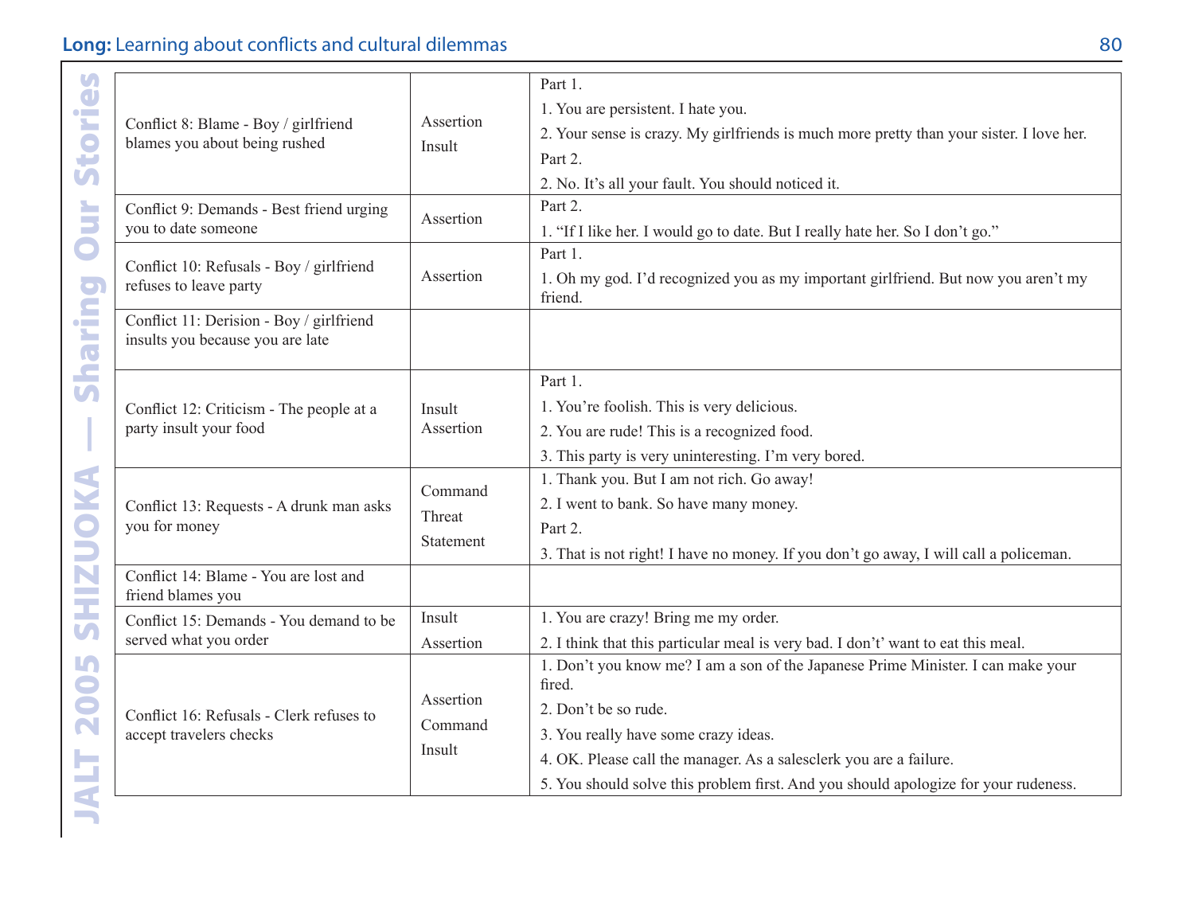| | | |
|---|---|---|
| Conflict 8: Blame - Boy / girlfriend blames you about being rushed | Assertion<br>Insult | Part 1.<br>1. You are persistent. I hate you.<br>2. Your sense is crazy. My girlfriends is much more pretty than your sister. I love her.<br>Part 2.<br>2. No. It's all your fault. You should noticed it. |
| Conflict 9: Demands - Best friend urging you to date someone | Assertion | Part 2.<br>1. "If I like her. I would go to date. But I really hate her. So I don't go." |
| Conflict 10: Refusals - Boy / girlfriend refuses to leave party | Assertion | Part 1.<br>1. Oh my god. I'd recognized you as my important girlfriend. But now you aren't my friend. |
| Conflict 11: Derision - Boy / girlfriend insults you because you are late | | |
| Conflict 12: Criticism - The people at a party insult your food | Insult<br>Assertion | Part 1.<br>1. You're foolish. This is very delicious.<br>2. You are rude! This is a recognized food.<br>3. This party is very uninteresting. I'm very bored. |
| Conflict 13: Requests - A drunk man asks you for money | Command<br>Threat<br>Statement | 1. Thank you. But I am not rich. Go away!<br>2. I went to bank. So have many money.<br>Part 2.<br>3. That is not right! I have no money. If you don't go away, I will call a policeman. |
| Conflict 14: Blame - You are lost and friend blames you | | |
| Conflict 15: Demands - You demand to be served what you order | Insult<br>Assertion | 1. You are crazy! Bring me my order.<br>2. I think that this particular meal is very bad. I don't' want to eat this meal. |
| Conflict 16: Refusals - Clerk refuses to accept travelers checks | Assertion<br>Command<br>Insult | 1. Don't you know me? I am a son of the Japanese Prime Minister. I can make your fired.<br>2. Don't be so rude.<br>3. You really have some crazy ideas.<br>4. OK. Please call the manager. As a salesclerk you are a failure.<br>5. You should solve this problem first. And you should apologize for your rudeness. |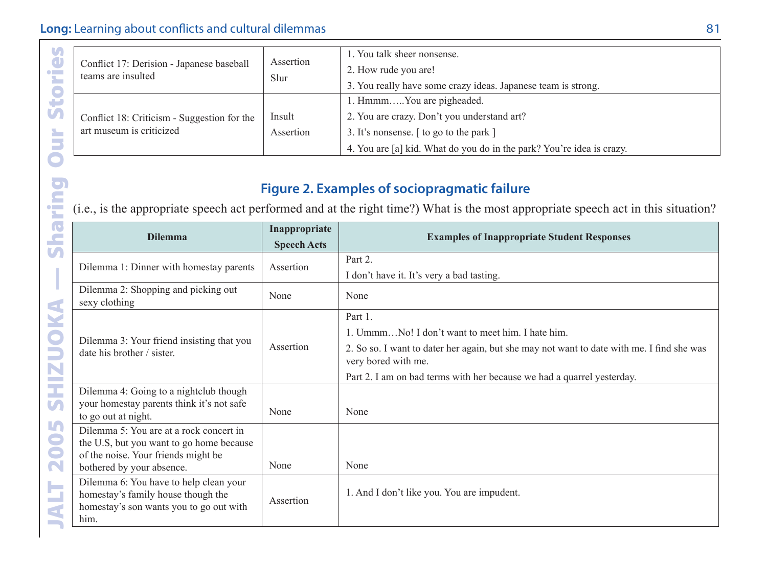| | | |
|---|---|---|
| Conflict 17: Derision - Japanese baseball teams are insulted | Assertion<br>Slur | 1. You talk sheer nonsense.<br>2. How rude you are!<br>3. You really have some crazy ideas. Japanese team is strong. |
| Conflict 18: Criticism - Suggestion for the art museum is criticized | Insult<br>Assertion | 1. Hmmm…..You are pigheaded.<br>2. You are crazy. Don't you understand art?<br>3. It's nonsense. [ to go to the park ]<br>4. You are [a] kid. What do you do in the park? You're idea is crazy. |

## Figure 2. Examples of sociopragmatic failure

(i.e., is the appropriate speech act performed and at the right time?) What is the most appropriate speech act in this situation?

| Dilemma | Inappropriate Speech Acts | Examples of Inappropriate Student Responses |
|---|---|---|
| Dilemma 1: Dinner with homestay parents | Assertion | Part 2.<br>I don't have it. It's very a bad tasting. |
| Dilemma 2: Shopping and picking out sexy clothing | None | None |
| Dilemma 3: Your friend insisting that you date his brother / sister. | Assertion | Part 1.<br>1. Ummm…No! I don't want to meet him. I hate him.<br>2. So so. I want to dater her again, but she may not want to date with me. I find she was very bored with me.<br>Part 2. I am on bad terms with her because we had a quarrel yesterday. |
| Dilemma 4: Going to a nightclub though your homestay parents think it's not safe to go out at night. | None | None |
| Dilemma 5: You are at a rock concert in the U.S, but you want to go home because of the noise. Your friends might be bothered by your absence. | None | None |
| Dilemma 6: You have to help clean your homestay's family house though the homestay's son wants you to go out with him. | Assertion | 1. And I don't like you. You are impudent. |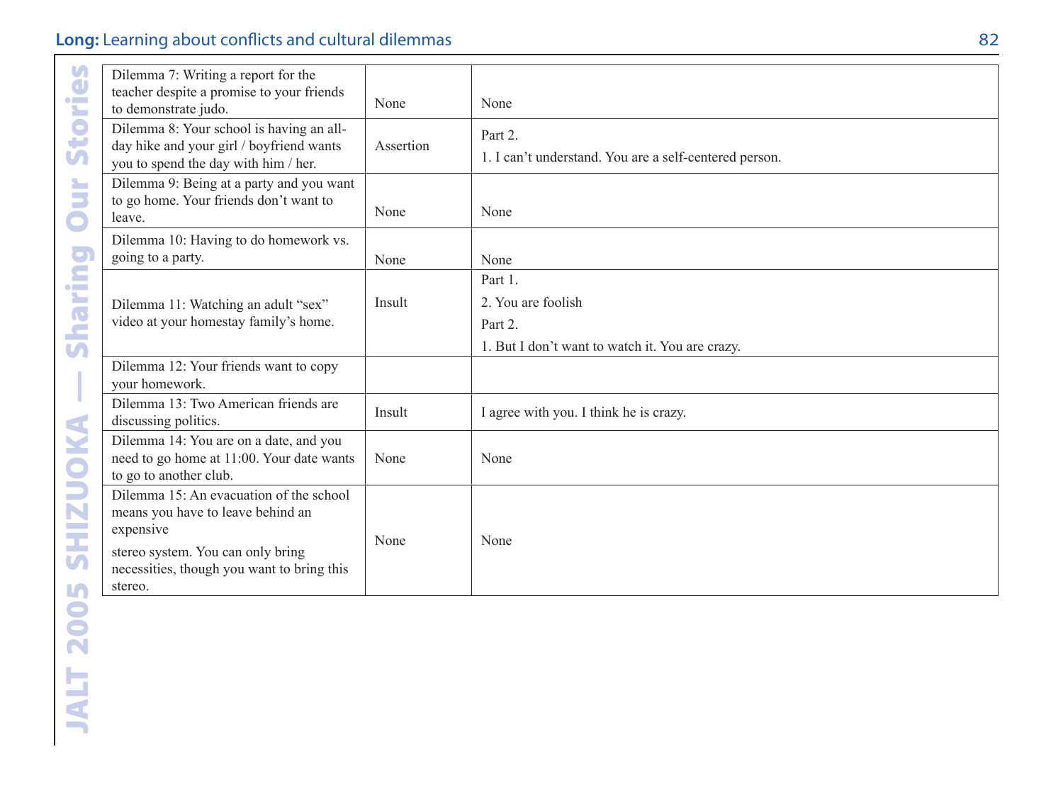| Dilemma 7: Writing a report for the teacher despite a promise to your friends to demonstrate judo. | None | None |
|---|---|---|
| Dilemma 8: Your school is having an all-day hike and your girl / boyfriend wants you to spend the day with him / her. | Assertion | Part 2.<br>1. I can't understand. You are a self-centered person. |
| Dilemma 9: Being at a party and you want to go home. Your friends don't want to leave. | None | None |
| Dilemma 10: Having to do homework vs. going to a party. | None | None |
| Dilemma 11: Watching an adult "sex" video at your homestay family's home. | Insult | Part 1.<br>2. You are foolish<br>Part 2.<br>1. But I don't want to watch it. You are crazy. |
| Dilemma 12: Your friends want to copy your homework. | | |
| Dilemma 13: Two American friends are discussing politics. | Insult | I agree with you. I think he is crazy. |
| Dilemma 14: You are on a date, and you need to go home at 11:00. Your date wants to go to another club. | None | None |
| Dilemma 15: An evacuation of the school means you have to leave behind an expensive<br>stereo system. You can only bring necessities, though you want to bring this stereo. | None | None |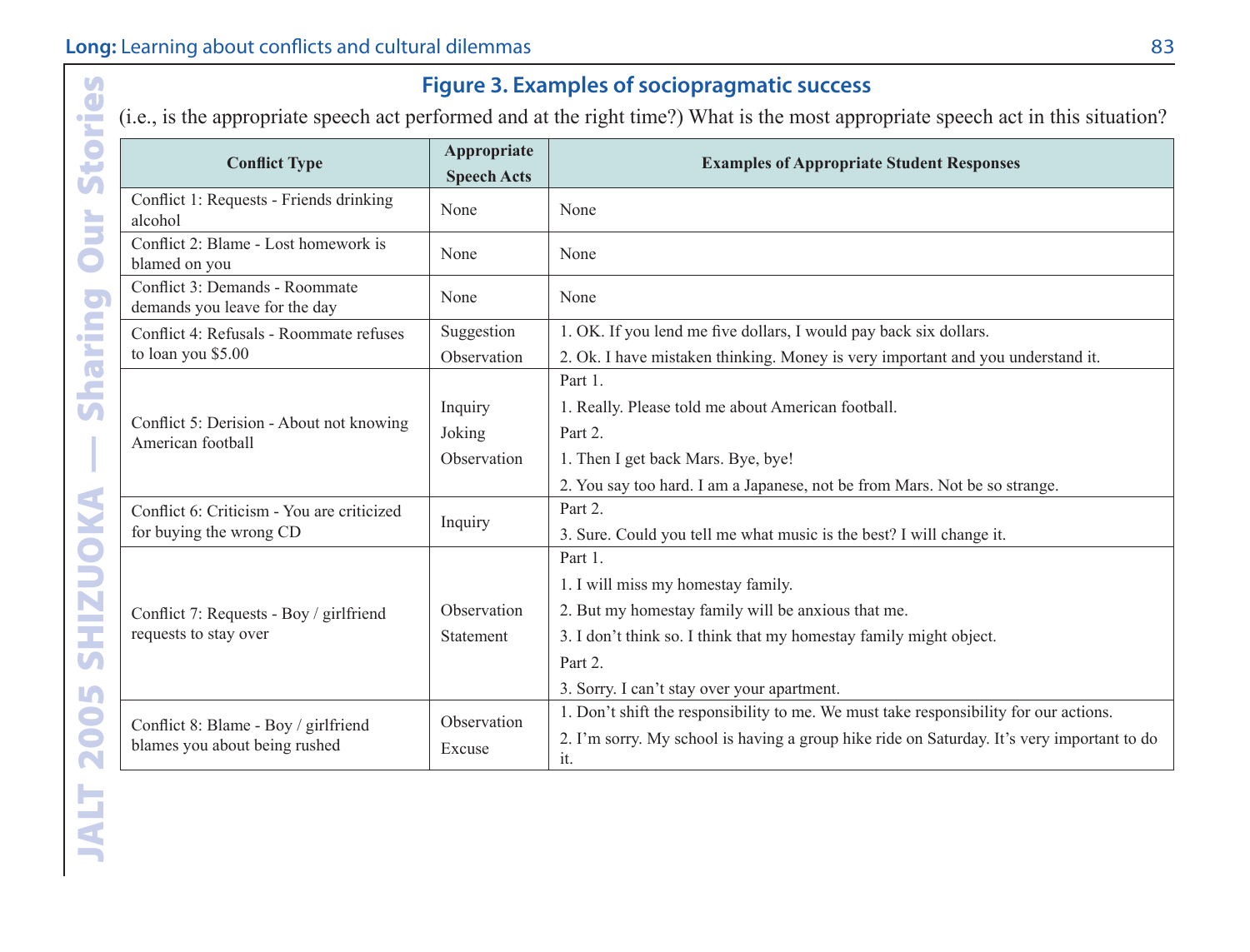### Figure 3. Examples of sociopragmatic success

(i.e., is the appropriate speech act performed and at the right time?) What is the most appropriate speech act in this situation?

| Conflict Type | Appropriate Speech Acts | Examples of Appropriate Student Responses |
|---|---|---|
| Conflict 1: Requests - Friends drinking alcohol | None | None |
| Conflict 2: Blame - Lost homework is blamed on you | None | None |
| Conflict 3: Demands - Roommate demands you leave for the day | None | None |
| Conflict 4: Refusals - Roommate refuses to loan you $5.00 | Suggestion<br>Observation | 1. OK. If you lend me five dollars, I would pay back six dollars.<br>2. Ok. I have mistaken thinking. Money is very important and you understand it. |
| Conflict 5: Derision - About not knowing American football | Inquiry<br>Joking<br>Observation | Part 1.<br>1. Really. Please told me about American football.<br>Part 2.<br>1. Then I get back Mars. Bye, bye!<br>2. You say too hard. I am a Japanese, not be from Mars. Not be so strange. |
| Conflict 6: Criticism - You are criticized for buying the wrong CD | Inquiry | Part 2.<br>3. Sure. Could you tell me what music is the best? I will change it. |
| Conflict 7: Requests - Boy / girlfriend requests to stay over | Observation<br>Statement | Part 1.<br>1. I will miss my homestay family.<br>2. But my homestay family will be anxious that me.<br>3. I don't think so. I think that my homestay family might object.<br>Part 2.<br>3. Sorry. I can't stay over your apartment. |
| Conflict 8: Blame - Boy / girlfriend blames you about being rushed | Observation<br>Excuse | 1. Don't shift the responsibility to me. We must take responsibility for our actions.<br>2. I'm sorry. My school is having a group hike ride on Saturday. It's very important to do it. |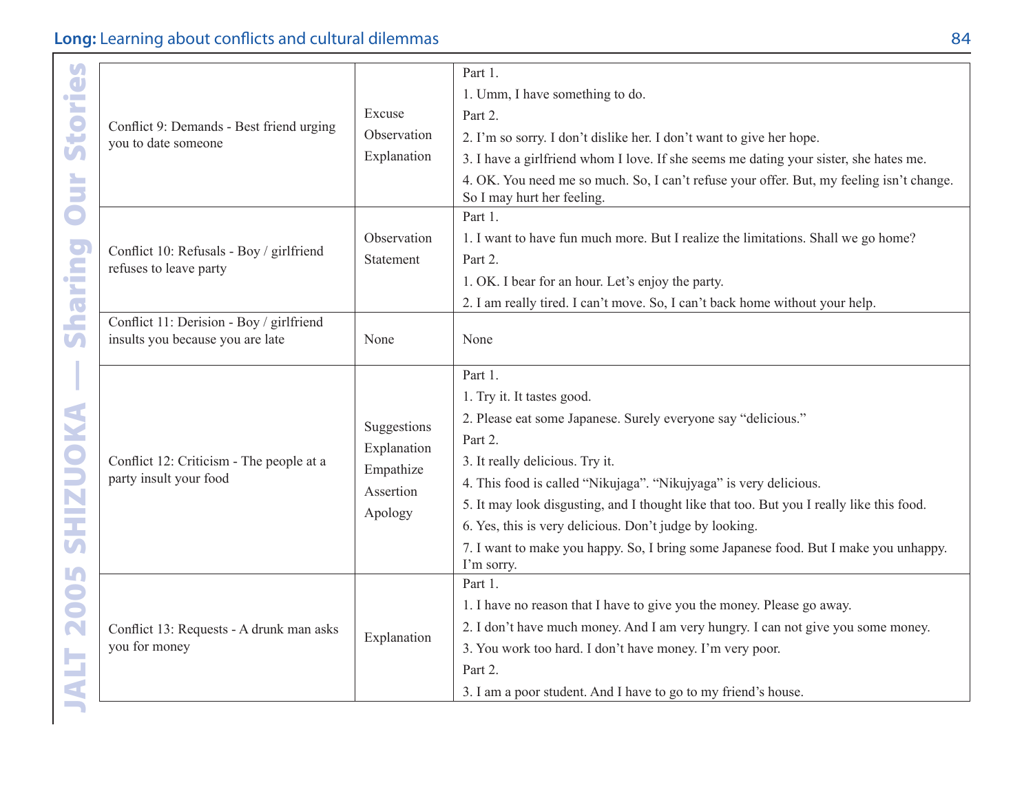| | | |
|---|---|---|
| Conflict 9: Demands - Best friend urging you to date someone | Excuse<br>Observation<br>Explanation | Part 1.<br>1. Umm, I have something to do.<br>Part 2.<br>2. I'm so sorry. I don't dislike her. I don't want to give her hope.<br>3. I have a girlfriend whom I love. If she seems me dating your sister, she hates me.<br>4. OK. You need me so much. So, I can't refuse your offer. But, my feeling isn't change. So I may hurt her feeling. |
| Conflict 10: Refusals - Boy / girlfriend refuses to leave party | Observation<br>Statement | Part 1.<br>1. I want to have fun much more. But I realize the limitations. Shall we go home?<br>Part 2.<br>1. OK. I bear for an hour. Let's enjoy the party.<br>2. I am really tired. I can't move. So, I can't back home without your help. |
| Conflict 11: Derision - Boy / girlfriend insults you because you are late | None | None |
| Conflict 12: Criticism - The people at a party insult your food | Suggestions<br>Explanation<br>Empathize<br>Assertion<br>Apology | Part 1.<br>1. Try it. It tastes good.<br>2. Please eat some Japanese. Surely everyone say "delicious."<br>Part 2.<br>3. It really delicious. Try it.<br>4. This food is called "Nikujaga". "Nikujyaga" is very delicious.<br>5. It may look disgusting, and I thought like that too. But you I really like this food.<br>6. Yes, this is very delicious. Don't judge by looking.<br>7. I want to make you happy. So, I bring some Japanese food. But I make you unhappy. I'm sorry. |
| Conflict 13: Requests - A drunk man asks you for money | Explanation | Part 1.<br>1. I have no reason that I have to give you the money. Please go away.<br>2. I don't have much money. And I am very hungry. I can not give you some money.<br>3. You work too hard. I don't have money. I'm very poor.<br>Part 2.<br>3. I am a poor student. And I have to go to my friend's house. |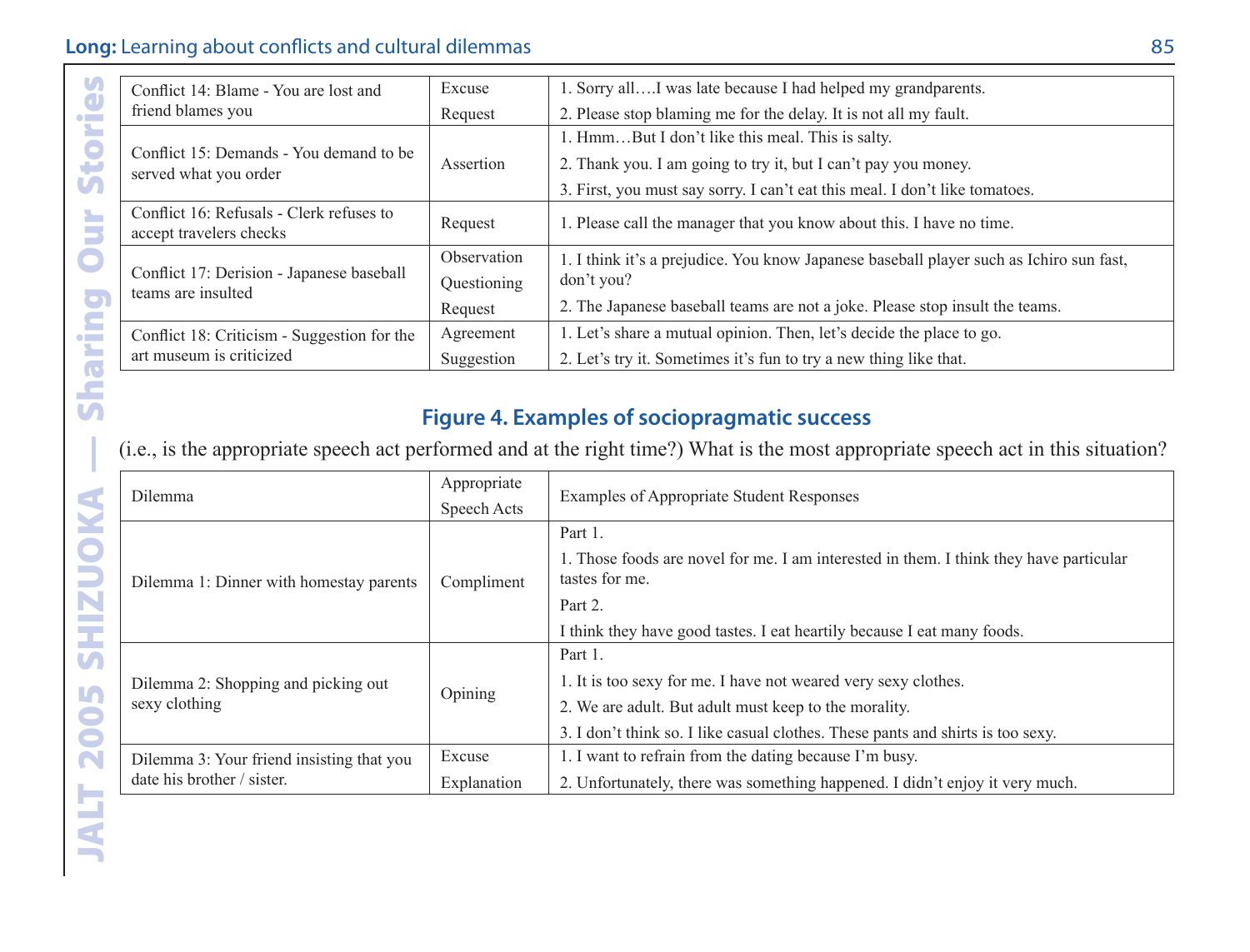| Conflict 14: Blame - You are lost and friend blames you | Excuse<br>Request | 1. Sorry all….I was late because I had helped my grandparents.<br>2. Please stop blaming me for the delay. It is not all my fault. |
|---|---|---|
| Conflict 15: Demands - You demand to be served what you order | Assertion | 1. Hmm…But I don't like this meal. This is salty.<br>2. Thank you. I am going to try it, but I can't pay you money.<br>3. First, you must say sorry. I can't eat this meal. I don't like tomatoes. |
| Conflict 16: Refusals - Clerk refuses to accept travelers checks | Request | 1. Please call the manager that you know about this. I have no time. |
| Conflict 17: Derision - Japanese baseball teams are insulted | Observation<br>Questioning<br>Request | 1. I think it's a prejudice. You know Japanese baseball player such as Ichiro sun fast, don't you?<br>2. The Japanese baseball teams are not a joke. Please stop insult the teams. |
| Conflict 18: Criticism - Suggestion for the art museum is criticized | Agreement<br>Suggestion | 1. Let's share a mutual opinion. Then, let's decide the place to go.<br>2. Let's try it. Sometimes it's fun to try a new thing like that. |

## Figure 4. Examples of sociopragmatic success

(i.e., is the appropriate speech act performed and at the right time?) What is the most appropriate speech act in this situation?

| Dilemma | Appropriate Speech Acts | Examples of Appropriate Student Responses |
|---|---|---|
| Dilemma 1: Dinner with homestay parents | Compliment | Part 1.<br>1. Those foods are novel for me. I am interested in them. I think they have particular tastes for me.<br>Part 2.<br>I think they have good tastes. I eat heartily because I eat many foods. |
| Dilemma 2: Shopping and picking out sexy clothing | Opining | Part 1.<br>1. It is too sexy for me. I have not weared very sexy clothes.<br>2. We are adult. But adult must keep to the morality.<br>3. I don't think so. I like casual clothes. These pants and shirts is too sexy. |
| Dilemma 3: Your friend insisting that you date his brother / sister. | Excuse<br>Explanation | 1. I want to refrain from the dating because I'm busy.<br>2. Unfortunately, there was something happened. I didn't enjoy it very much. |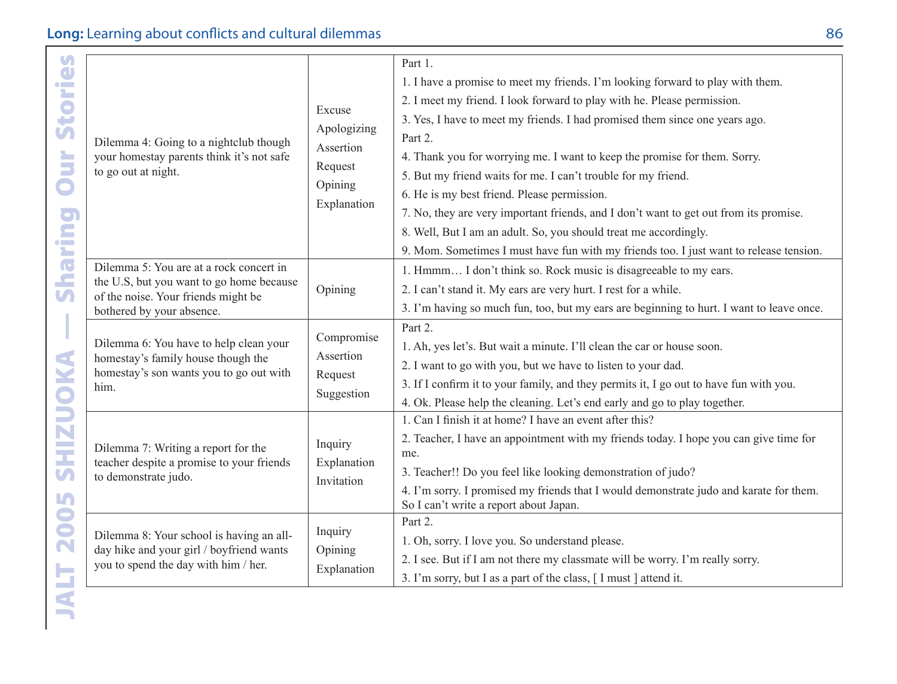| | | |
|---|---|---|
| Dilemma 4: Going to a nightclub though your homestay parents think it's not safe to go out at night. | Excuse<br>Apologizing<br>Assertion<br>Request<br>Opining<br>Explanation | Part 1.<br>1. I have a promise to meet my friends. I'm looking forward to play with them.<br>2. I meet my friend. I look forward to play with he. Please permission.<br>3. Yes, I have to meet my friends. I had promised them since one years ago.<br>Part 2.<br>4. Thank you for worrying me. I want to keep the promise for them. Sorry.<br>5. But my friend waits for me. I can't trouble for my friend.<br>6. He is my best friend. Please permission.<br>7. No, they are very important friends, and I don't want to get out from its promise.<br>8. Well, But I am an adult. So, you should treat me accordingly.<br>9. Mom. Sometimes I must have fun with my friends too. I just want to release tension. |
| Dilemma 5: You are at a rock concert in the U.S, but you want to go home because of the noise. Your friends might be bothered by your absence. | Opining | 1. Hmmm… I don't think so. Rock music is disagreeable to my ears.<br>2. I can't stand it. My ears are very hurt. I rest for a while.<br>3. I'm having so much fun, too, but my ears are beginning to hurt. I want to leave once. |
| Dilemma 6: You have to help clean your homestay's family house though the homestay's son wants you to go out with him. | Compromise<br>Assertion<br>Request<br>Suggestion | Part 2.<br>1. Ah, yes let's. But wait a minute. I'll clean the car or house soon.<br>2. I want to go with you, but we have to listen to your dad.<br>3. If I confirm it to your family, and they permits it, I go out to have fun with you.<br>4. Ok. Please help the cleaning. Let's end early and go to play together. |
| Dilemma 7: Writing a report for the teacher despite a promise to your friends to demonstrate judo. | Inquiry<br>Explanation<br>Invitation | 1. Can I finish it at home? I have an event after this?<br>2. Teacher, I have an appointment with my friends today. I hope you can give time for me.<br>3. Teacher!! Do you feel like looking demonstration of judo?<br>4. I'm sorry. I promised my friends that I would demonstrate judo and karate for them. So I can't write a report about Japan. |
| Dilemma 8: Your school is having an all-day hike and your girl / boyfriend wants you to spend the day with him / her. | Inquiry<br>Opining<br>Explanation | Part 2.<br>1. Oh, sorry. I love you. So understand please.<br>2. I see. But if I am not there my classmate will be worry. I'm really sorry.<br>3. I'm sorry, but I as a part of the class, [ I must ] attend it. |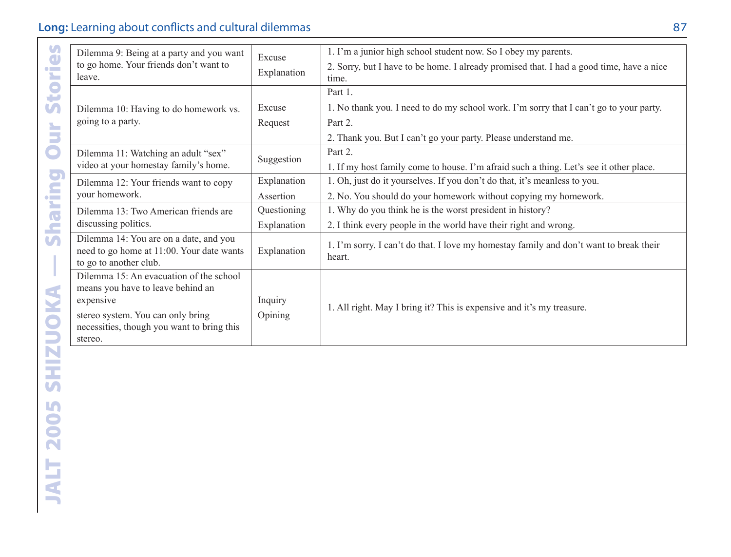| | | |
|---|---|---|
| Dilemma 9: Being at a party and you want to go home. Your friends don't want to leave. | Excuse<br>Explanation | 1. I'm a junior high school student now. So I obey my parents.<br>2. Sorry, but I have to be home. I already promised that. I had a good time, have a nice time. |
| Dilemma 10: Having to do homework vs. going to a party. | Excuse<br>Request | Part 1.<br>1. No thank you. I need to do my school work. I'm sorry that I can't go to your party.<br>Part 2.<br>2. Thank you. But I can't go your party. Please understand me. |
| Dilemma 11: Watching an adult "sex" video at your homestay family's home. | Suggestion | Part 2.<br>1. If my host family come to house. I'm afraid such a thing. Let's see it other place. |
| Dilemma 12: Your friends want to copy your homework. | Explanation<br>Assertion | 1. Oh, just do it yourselves. If you don't do that, it's meanless to you.<br>2. No. You should do your homework without copying my homework. |
| Dilemma 13: Two American friends are discussing politics. | Questioning<br>Explanation | 1. Why do you think he is the worst president in history?<br>2. I think every people in the world have their right and wrong. |
| Dilemma 14: You are on a date, and you need to go home at 11:00. Your date wants to go to another club. | Explanation | 1. I'm sorry. I can't do that. I love my homestay family and don't want to break their heart. |
| Dilemma 15: An evacuation of the school means you have to leave behind an expensive<br>stereo system. You can only bring necessities, though you want to bring this stereo. | Inquiry<br>Opining | 1. All right. May I bring it? This is expensive and it's my treasure. |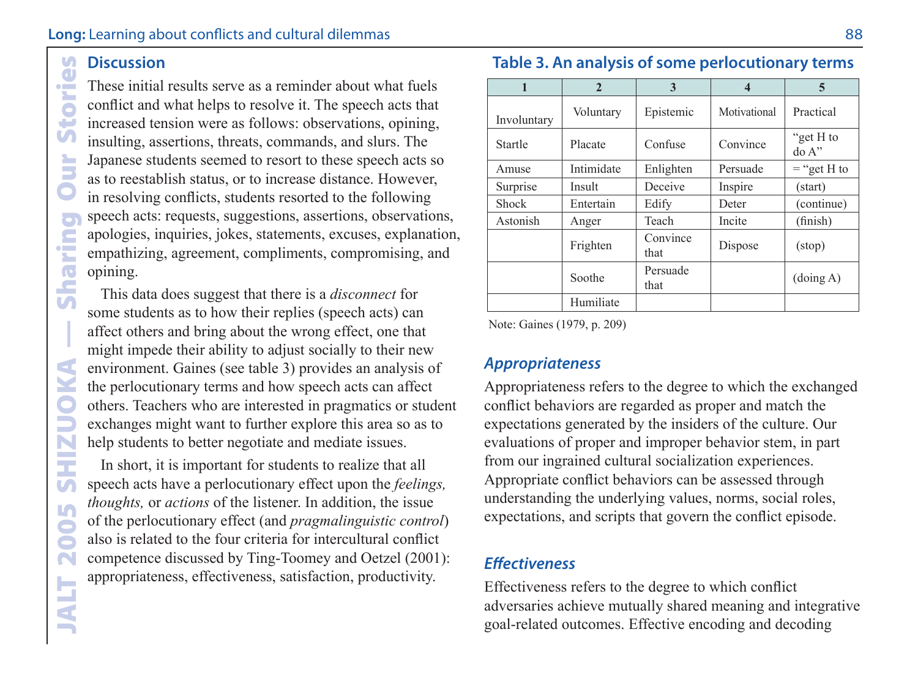## Discussion

These initial results serve as a reminder about what fuels conflict and what helps to resolve it. The speech acts that increased tension were as follows: observations, opining, insulting, assertions, threats, commands, and slurs. The Japanese students seemed to resort to these speech acts so as to reestablish status, or to increase distance. However, in resolving conflicts, students resorted to the following speech acts: requests, suggestions, assertions, observations, apologies, inquiries, jokes, statements, excuses, explanation, empathizing, agreement, compliments, compromising, and opining.

This data does suggest that there is a *disconnect* for some students as to how their replies (speech acts) can affect others and bring about the wrong effect, one that might impede their ability to adjust socially to their new environment. Gaines (see table 3) provides an analysis of the perlocutionary terms and how speech acts can affect others. Teachers who are interested in pragmatics or student exchanges might want to further explore this area so as to help students to better negotiate and mediate issues.

In short, it is important for students to realize that all speech acts have a perlocutionary effect upon the *feelings, thoughts,* or *actions* of the listener. In addition, the issue of the perlocutionary effect (and *pragmalinguistic control*) also is related to the four criteria for intercultural conflict competence discussed by Ting-Toomey and Oetzel (2001): appropriateness, effectiveness, satisfaction, productivity.

### Table 3. An analysis of some perlocutionary terms

| 1 | 2 | 3 | 4 | 5 |
|---|---|---|---|---|
| Involuntary | Voluntary | Epistemic | Motivational | Practical |
| Startle | Placate | Confuse | Convince | "get H to do A" |
| Amuse | Intimidate | Enlighten | Persuade | = "get H to |
| Surprise | Insult | Deceive | Inspire | (start) |
| Shock | Entertain | Edify | Deter | (continue) |
| Astonish | Anger | Teach | Incite | (finish) |
| | Frighten | Convince that | Dispose | (stop) |
| | Soothe | Persuade that | | (doing A) |
| | Humiliate | | | |

Note: Gaines (1979, p. 209)

### *Appropriateness*

Appropriateness refers to the degree to which the exchanged conflict behaviors are regarded as proper and match the expectations generated by the insiders of the culture. Our evaluations of proper and improper behavior stem, in part from our ingrained cultural socialization experiences. Appropriate conflict behaviors can be assessed through understanding the underlying values, norms, social roles, expectations, and scripts that govern the conflict episode.

### *Effectiveness*

Effectiveness refers to the degree to which conflict adversaries achieve mutually shared meaning and integrative goal-related outcomes. Effective encoding and decoding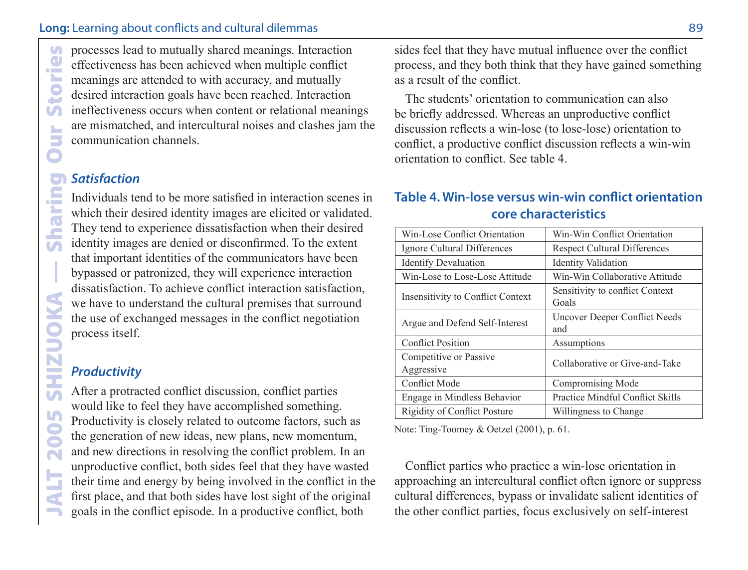processes lead to mutually shared meanings. Interaction effectiveness has been achieved when multiple conflict meanings are attended to with accuracy, and mutually desired interaction goals have been reached. Interaction ineffectiveness occurs when content or relational meanings are mismatched, and intercultural noises and clashes jam the communication channels.

### *Satisfaction*

Individuals tend to be more satisfied in interaction scenes in which their desired identity images are elicited or validated. They tend to experience dissatisfaction when their desired identity images are denied or disconfirmed. To the extent that important identities of the communicators have been bypassed or patronized, they will experience interaction dissatisfaction. To achieve conflict interaction satisfaction, we have to understand the cultural premises that surround the use of exchanged messages in the conflict negotiation process itself.

### *Productivity*

After a protracted conflict discussion, conflict parties would like to feel they have accomplished something. Productivity is closely related to outcome factors, such as the generation of new ideas, new plans, new momentum, and new directions in resolving the conflict problem. In an unproductive conflict, both sides feel that they have wasted their time and energy by being involved in the conflict in the first place, and that both sides have lost sight of the original goals in the conflict episode. In a productive conflict, both sides feel that they have mutual influence over the conflict process, and they both think that they have gained something as a result of the conflict.

The students' orientation to communication can also be briefly addressed. Whereas an unproductive conflict discussion reflects a win-lose (to lose-lose) orientation to conflict, a productive conflict discussion reflects a win-win orientation to conflict. See table 4.

**Table 4. Win-lose versus win-win conflict orientation core characteristics**

| Win-Lose Conflict Orientation | Win-Win Conflict Orientation |
|---|---|
| Ignore Cultural Differences | Respect Cultural Differences |
| Identify Devaluation | Identity Validation |
| Win-Lose to Lose-Lose Attitude | Win-Win Collaborative Attitude |
| Insensitivity to Conflict Context | Sensitivity to conflict Context Goals |
| Argue and Defend Self-Interest | Uncover Deeper Conflict Needs and |
| Conflict Position | Assumptions |
| Competitive or Passive Aggressive | Collaborative or Give-and-Take |
| Conflict Mode | Compromising Mode |
| Engage in Mindless Behavior | Practice Mindful Conflict Skills |
| Rigidity of Conflict Posture | Willingness to Change |

Note: Ting-Toomey & Oetzel (2001), p. 61.

Conflict parties who practice a win-lose orientation in approaching an intercultural conflict often ignore or suppress cultural differences, bypass or invalidate salient identities of the other conflict parties, focus exclusively on self-interest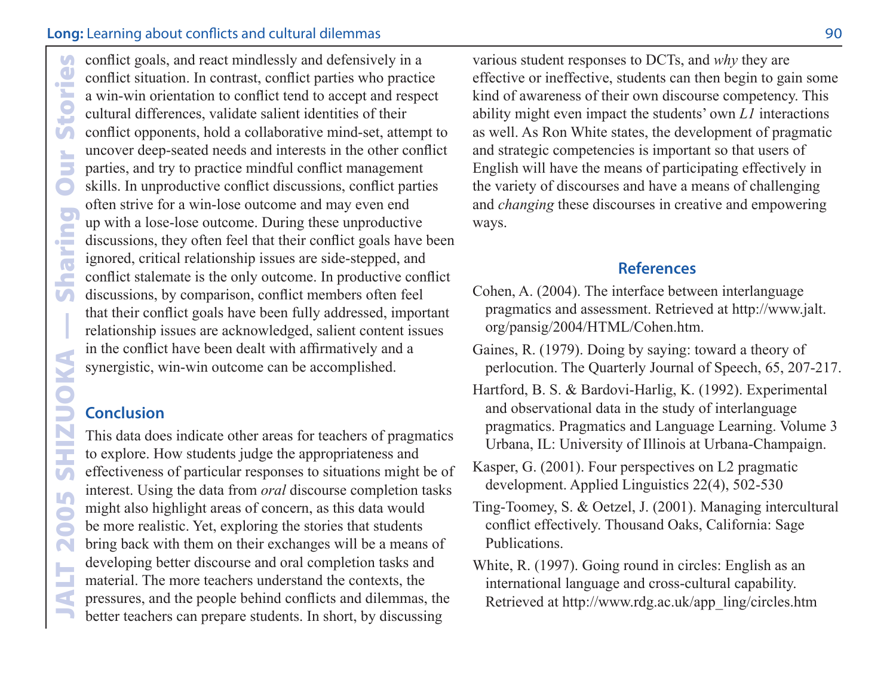conflict goals, and react mindlessly and defensively in a conflict situation. In contrast, conflict parties who practice a win-win orientation to conflict tend to accept and respect cultural differences, validate salient identities of their conflict opponents, hold a collaborative mind-set, attempt to uncover deep-seated needs and interests in the other conflict parties, and try to practice mindful conflict management skills. In unproductive conflict discussions, conflict parties often strive for a win-lose outcome and may even end up with a lose-lose outcome. During these unproductive discussions, they often feel that their conflict goals have been ignored, critical relationship issues are side-stepped, and conflict stalemate is the only outcome. In productive conflict discussions, by comparison, conflict members often feel that their conflict goals have been fully addressed, important relationship issues are acknowledged, salient content issues in the conflict have been dealt with affirmatively and a synergistic, win-win outcome can be accomplished.

## Conclusion

This data does indicate other areas for teachers of pragmatics to explore. How students judge the appropriateness and effectiveness of particular responses to situations might be of interest. Using the data from *oral* discourse completion tasks might also highlight areas of concern, as this data would be more realistic. Yet, exploring the stories that students bring back with them on their exchanges will be a means of developing better discourse and oral completion tasks and material. The more teachers understand the contexts, the pressures, and the people behind conflicts and dilemmas, the better teachers can prepare students. In short, by discussing various student responses to DCTs, and *why* they are effective or ineffective, students can then begin to gain some kind of awareness of their own discourse competency. This ability might even impact the students' own *L1* interactions as well. As Ron White states, the development of pragmatic and strategic competencies is important so that users of English will have the means of participating effectively in the variety of discourses and have a means of challenging and *changing* these discourses in creative and empowering ways.

## References

Cohen, A. (2004). The interface between interlanguage pragmatics and assessment. Retrieved at http://www.jalt.org/pansig/2004/HTML/Cohen.htm.

Gaines, R. (1979). Doing by saying: toward a theory of perlocution. The Quarterly Journal of Speech, 65, 207-217.

Hartford, B. S. & Bardovi-Harlig, K. (1992). Experimental and observational data in the study of interlanguage pragmatics. Pragmatics and Language Learning. Volume 3 Urbana, IL: University of Illinois at Urbana-Champaign.

Kasper, G. (2001). Four perspectives on L2 pragmatic development. Applied Linguistics 22(4), 502-530

Ting-Toomey, S. & Oetzel, J. (2001). Managing intercultural conflict effectively. Thousand Oaks, California: Sage Publications.

White, R. (1997). Going round in circles: English as an international language and cross-cultural capability. Retrieved at http://www.rdg.ac.uk/app_ling/circles.htm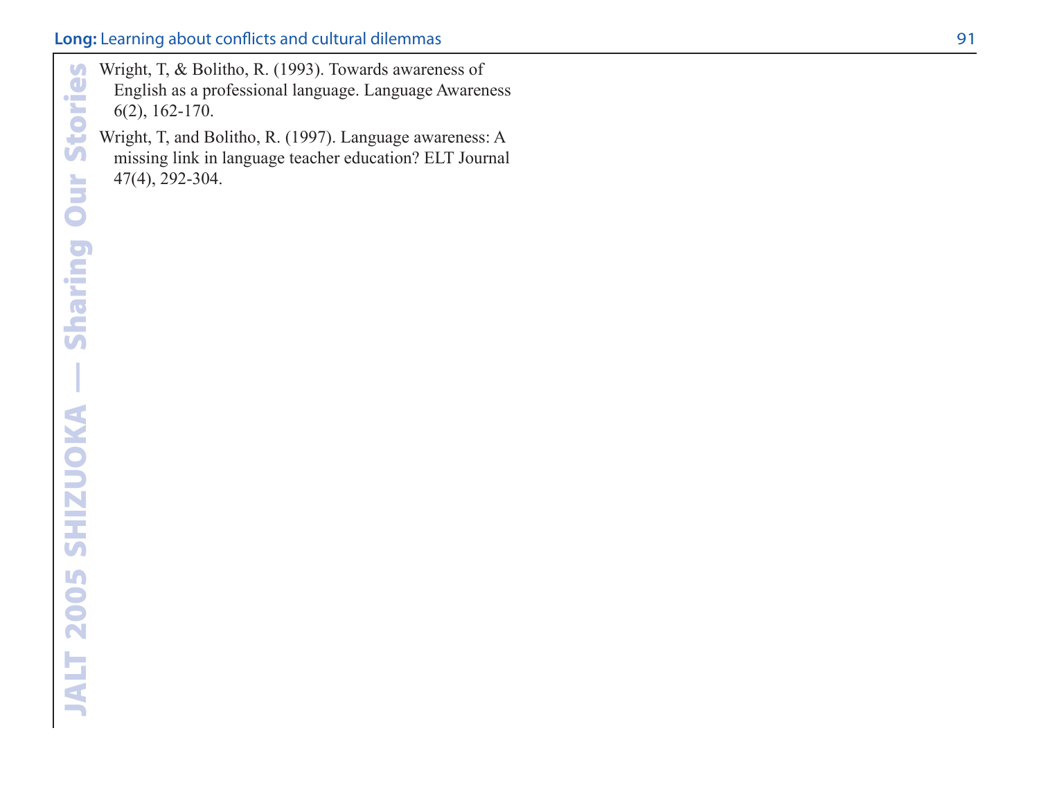Wright, T, & Bolitho, R. (1993). Towards awareness of English as a professional language. Language Awareness 6(2), 162-170.

Wright, T, and Bolitho, R. (1997). Language awareness: A missing link in language teacher education? ELT Journal 47(4), 292-304.